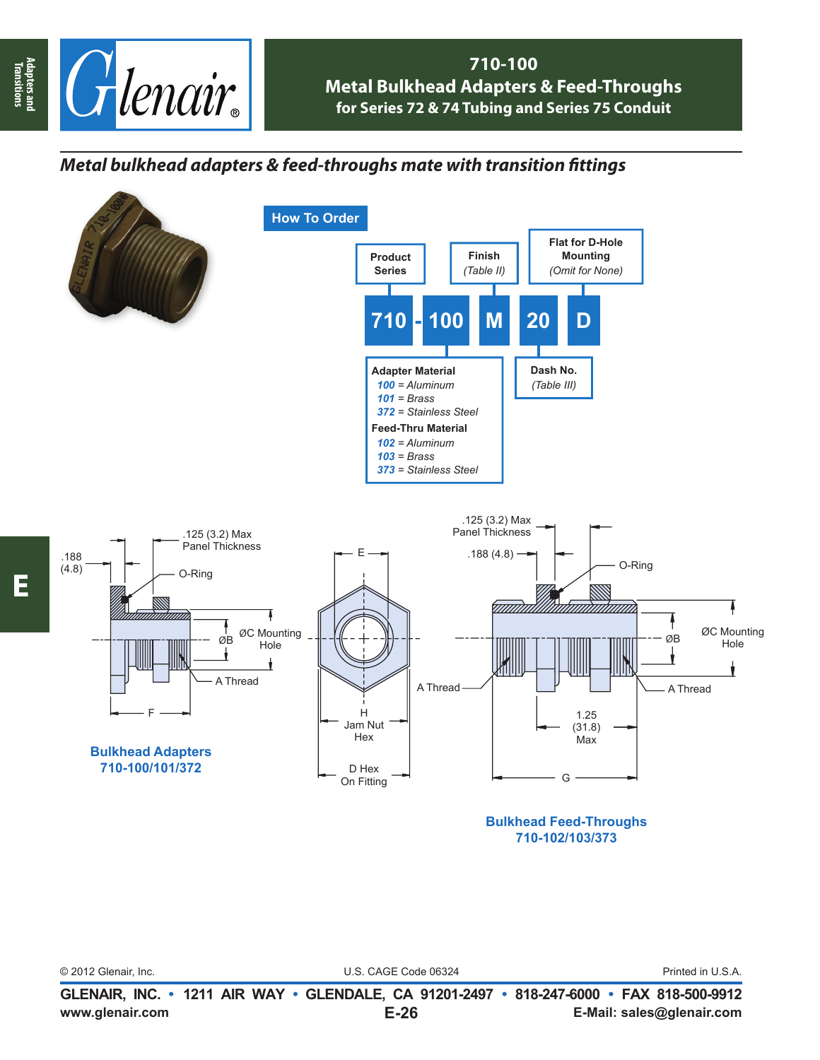# 710-100
## Metal Bulkhead Adapters & Feed-Throughs
### for Series 72 & 74 Tubing and Series 75 Conduit

*Metal bulkhead adapters & feed-throughs mate with transition fittings*

## How To Order

| Product Series | | Finish (Table II) | | Flat for D-Hole Mounting (Omit for None) |
|---|---|---|---|---|
| 710 | - 100 | M | 20 | D |

**Adapter Material**
- *100* = Aluminum
- *101* = Brass
- *372* = Stainless Steel

**Feed-Thru Material**
- *102* = Aluminum
- *103* = Brass
- *373* = Stainless Steel

**Dash No.** (Table III)

.125 (3.2) Max Panel Thickness
.188 (4.8)
O-Ring
ØB
ØC Mounting Hole
A Thread
F
E
H Jam Nut Hex
D Hex On Fitting
1.25 (31.8) Max
G

**Bulkhead Adapters 710-100/101/372**

**Bulkhead Feed-Throughs 710-102/103/373**

© 2012 Glenair, Inc. U.S. CAGE Code 06324 Printed in U.S.A.

**GLENAIR, INC. • 1211 AIR WAY • GLENDALE, CA 91201-2497 • 818-247-6000 • FAX 818-500-9912**
**www.glenair.com** **E-Mail: sales@glenair.com**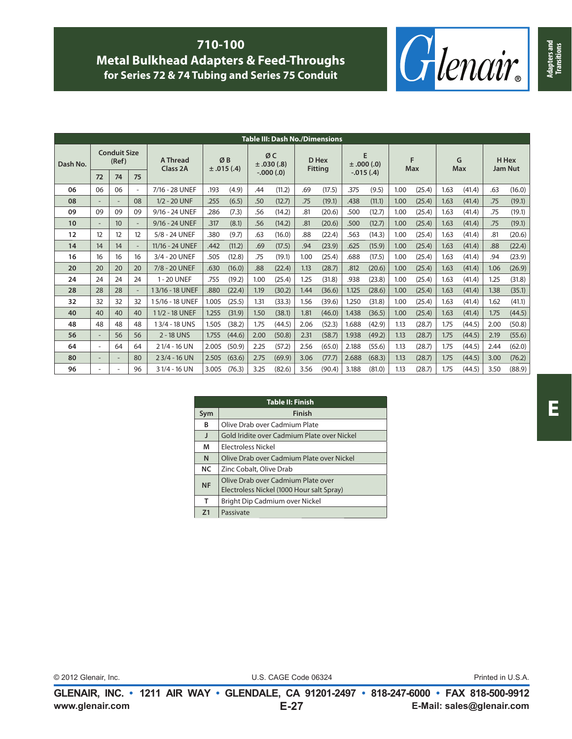# 710-100
## Metal Bulkhead Adapters & Feed-Throughs
### for Series 72 & 74 Tubing and Series 75 Conduit

| Table III: Dash No./Dimensions | | | | | | | | | | | | | | | | | | | |
|---|---|---|---|---|---|---|---|---|---|---|---|---|---|---|---|---|---|---|---|
| Dash No. | Conduit Size (Ref) | | | A Thread Class 2A | Ø B ± .015 (.4) | | Ø C ± .030 (.8) -.000 (.0) | | D Hex Fitting | | E ± .000 (.0) -.015 (.4) | | F Max | | G Max | | H Hex Jam Nut | |
| | 72 | 74 | 75 | | | | | | | | | | | | | | | |
| 06 | 06 | 06 | - | 7/16 - 28 UNEF | .193 | (4.9) | .44 | (11.2) | .69 | (17.5) | .375 | (9.5) | 1.00 | (25.4) | 1.63 | (41.4) | .63 | (16.0) |
| 08 | - | - | 08 | 1/2 - 20 UNF | .255 | (6.5) | .50 | (12.7) | .75 | (19.1) | .438 | (11.1) | 1.00 | (25.4) | 1.63 | (41.4) | .75 | (19.1) |
| 09 | 09 | 09 | 09 | 9/16 - 24 UNEF | .286 | (7.3) | .56 | (14.2) | .81 | (20.6) | .500 | (12.7) | 1.00 | (25.4) | 1.63 | (41.4) | .75 | (19.1) |
| 10 | - | 10 | - | 9/16 - 24 UNEF | .317 | (8.1) | .56 | (14.2) | .81 | (20.6) | .500 | (12.7) | 1.00 | (25.4) | 1.63 | (41.4) | .75 | (19.1) |
| 12 | 12 | 12 | 12 | 5/8 - 24 UNEF | .380 | (9.7) | .63 | (16.0) | .88 | (22.4) | .563 | (14.3) | 1.00 | (25.4) | 1.63 | (41.4) | .81 | (20.6) |
| 14 | 14 | 14 | - | 11/16 - 24 UNEF | .442 | (11.2) | .69 | (17.5) | .94 | (23.9) | .625 | (15.9) | 1.00 | (25.4) | 1.63 | (41.4) | .88 | (22.4) |
| 16 | 16 | 16 | 16 | 3/4 - 20 UNEF | .505 | (12.8) | .75 | (19.1) | 1.00 | (25.4) | .688 | (17.5) | 1.00 | (25.4) | 1.63 | (41.4) | .94 | (23.9) |
| 20 | 20 | 20 | 20 | 7/8 - 20 UNEF | .630 | (16.0) | .88 | (22.4) | 1.13 | (28.7) | .812 | (20.6) | 1.00 | (25.4) | 1.63 | (41.4) | 1.06 | (26.9) |
| 24 | 24 | 24 | 24 | 1 - 20 UNEF | .755 | (19.2) | 1.00 | (25.4) | 1.25 | (31.8) | .938 | (23.8) | 1.00 | (25.4) | 1.63 | (41.4) | 1.25 | (31.8) |
| 28 | 28 | 28 | - | 1 3/16 - 18 UNEF | .880 | (22.4) | 1.19 | (30.2) | 1.44 | (36.6) | 1.125 | (28.6) | 1.00 | (25.4) | 1.63 | (41.4) | 1.38 | (35.1) |
| 32 | 32 | 32 | 32 | 1 5/16 - 18 UNEF | 1.005 | (25.5) | 1.31 | (33.3) | 1.56 | (39.6) | 1.250 | (31.8) | 1.00 | (25.4) | 1.63 | (41.4) | 1.62 | (41.1) |
| 40 | 40 | 40 | 40 | 1 1/2 - 18 UNEF | 1.255 | (31.9) | 1.50 | (38.1) | 1.81 | (46.0) | 1.438 | (36.5) | 1.00 | (25.4) | 1.63 | (41.4) | 1.75 | (44.5) |
| 48 | 48 | 48 | 48 | 1 3/4 - 18 UNS | 1.505 | (38.2) | 1.75 | (44.5) | 2.06 | (52.3) | 1.688 | (42.9) | 1.13 | (28.7) | 1.75 | (44.5) | 2.00 | (50.8) |
| 56 | - | 56 | 56 | 2 - 18 UNS | 1.755 | (44.6) | 2.00 | (50.8) | 2.31 | (58.7) | 1.938 | (49.2) | 1.13 | (28.7) | 1.75 | (44.5) | 2.19 | (55.6) |
| 64 | - | 64 | 64 | 2 1/4 - 16 UN | 2.005 | (50.9) | 2.25 | (57.2) | 2.56 | (65.0) | 2.188 | (55.6) | 1.13 | (28.7) | 1.75 | (44.5) | 2.44 | (62.0) |
| 80 | - | - | 80 | 2 3/4 - 16 UN | 2.505 | (63.6) | 2.75 | (69.9) | 3.06 | (77.7) | 2.688 | (68.3) | 1.13 | (28.7) | 1.75 | (44.5) | 3.00 | (76.2) |
| 96 | - | - | 96 | 3 1/4 - 16 UN | 3.005 | (76.3) | 3.25 | (82.6) | 3.56 | (90.4) | 3.188 | (81.0) | 1.13 | (28.7) | 1.75 | (44.5) | 3.50 | (88.9) |

| Table II: Finish | |
|---|---|
| Sym | Finish |
| B | Olive Drab over Cadmium Plate |
| J | Gold Iridite over Cadmium Plate over Nickel |
| M | Electroless Nickel |
| N | Olive Drab over Cadmium Plate over Nickel |
| NC | Zinc Cobalt, Olive Drab |
| NF | Olive Drab over Cadmium Plate over Electroless Nickel (1000 Hour salt Spray) |
| T | Bright Dip Cadmium over Nickel |
| Z1 | Passivate |